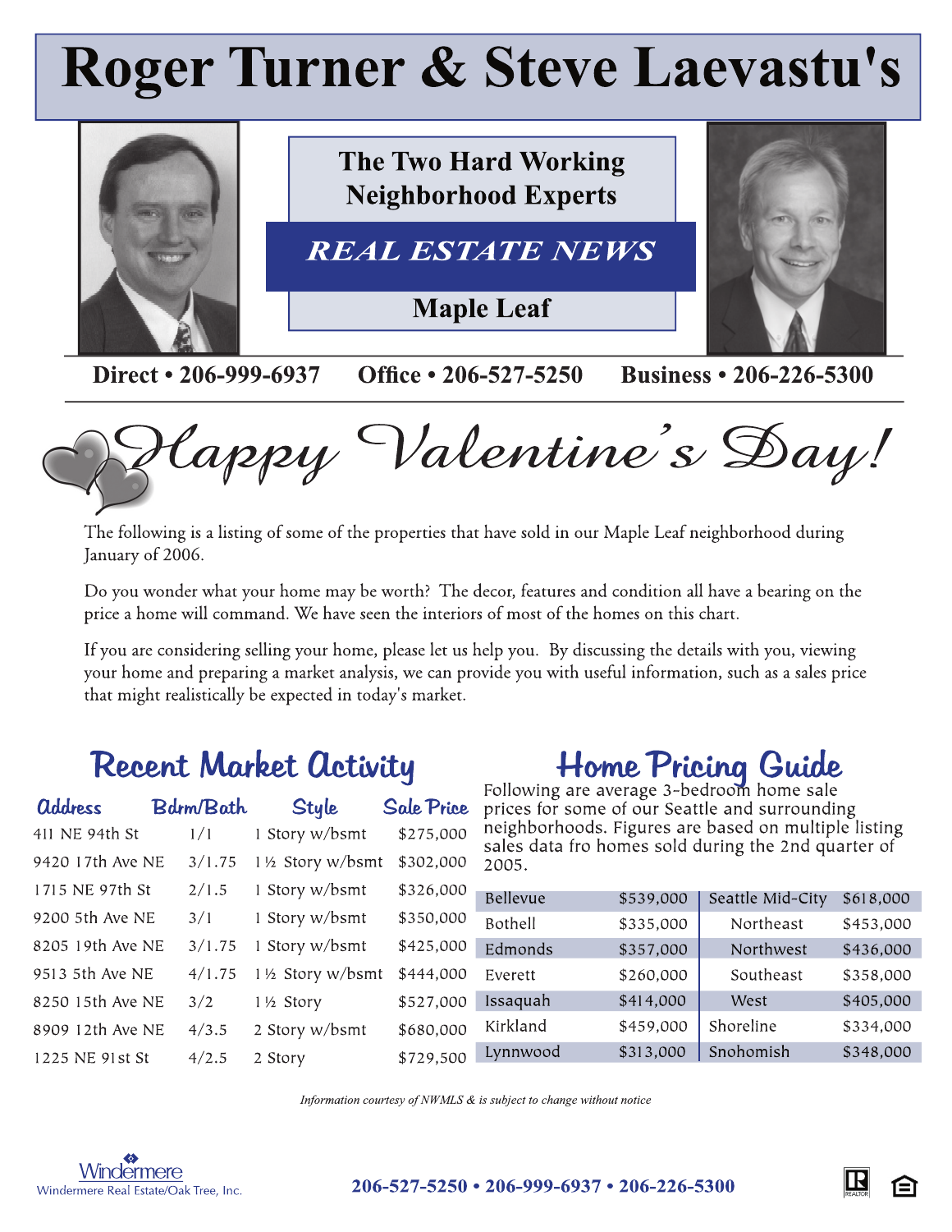# Roger Turner & Steve Laevastu's

## The Two Hard Working Neighborhood Experts

## *REAL ESTATE NEWS*

## Maple Leaf

**Direct • 206-999-6937 Office • 206-527-5250 Business • 206-226-5300**

# *Happy Valentine's Day!*

The following is a listing of some of the properties that have sold in our Maple Leaf neighborhood during January of 2006.

Do you wonder what your home may be worth? The decor, features and condition all have a bearing on the price a home will command. We have seen the interiors of most of the homes on this chart.

If you are considering selling your home, please let us help you. By discussing the details with you, viewing your home and preparing a market analysis, we can provide you with useful information, such as a sales price that might realistically be expected in today's market.

## Recent Market Activity

| Address | Bdrm/Bath | Style | Sale Price |
|---|---|---|---|
| 411 NE 94th St | 1/1 | 1 Story w/bsmt | $275,000 |
| 9420 17th Ave NE | 3/1.75 | 1 ½ Story w/bsmt | $302,000 |
| 1715 NE 97th St | 2/1.5 | 1 Story w/bsmt | $326,000 |
| 9200 5th Ave NE | 3/1 | 1 Story w/bsmt | $350,000 |
| 8205 19th Ave NE | 3/1.75 | 1 Story w/bsmt | $425,000 |
| 9513 5th Ave NE | 4/1.75 | 1 ½ Story w/bsmt | $444,000 |
| 8250 15th Ave NE | 3/2 | 1 ½ Story | $527,000 |
| 8909 12th Ave NE | 4/3.5 | 2 Story w/bsmt | $680,000 |
| 1225 NE 91st St | 4/2.5 | 2 Story | $729,500 |

## Home Pricing Guide

Following are average 3-bedroom home sale prices for some of our Seattle and surrounding neighborhoods. Figures are based on multiple listing sales data fro homes sold during the 2nd quarter of 2005.

| | | | |
|---|---|---|---|
| Bellevue | $539,000 | Seattle Mid-City | $618,000 |
| Bothell | $335,000 | Northeast | $453,000 |
| Edmonds | $357,000 | Northwest | $436,000 |
| Everett | $260,000 | Southeast | $358,000 |
| Issaquah | $414,000 | West | $405,000 |
| Kirkland | $459,000 | Shoreline | $334,000 |
| Lynnwood | $313,000 | Snohomish | $348,000 |

*Information courtesy of NWMLS & is subject to change without notice*

Windermere
Windermere Real Estate/Oak Tree, Inc.

**206-527-5250 • 206-999-6937 • 206-226-5300**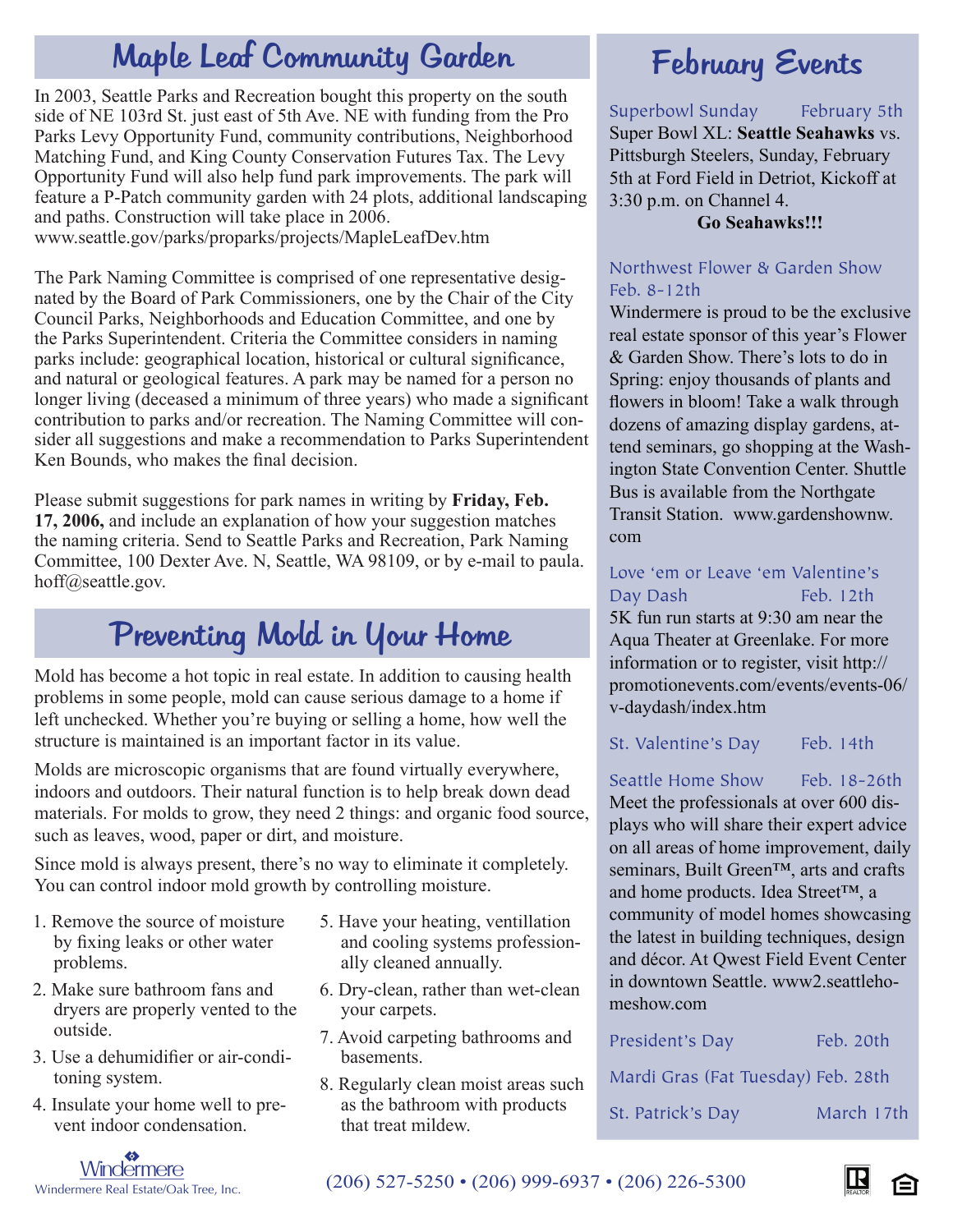## Maple Leaf Community Garden

In 2003, Seattle Parks and Recreation bought this property on the south side of NE 103rd St. just east of 5th Ave. NE with funding from the Pro Parks Levy Opportunity Fund, community contributions, Neighborhood Matching Fund, and King County Conservation Futures Tax. The Levy Opportunity Fund will also help fund park improvements. The park will feature a P-Patch community garden with 24 plots, additional landscaping and paths. Construction will take place in 2006. www.seattle.gov/parks/proparks/projects/MapleLeafDev.htm

The Park Naming Committee is comprised of one representative designated by the Board of Park Commissioners, one by the Chair of the City Council Parks, Neighborhoods and Education Committee, and one by the Parks Superintendent. Criteria the Committee considers in naming parks include: geographical location, historical or cultural significance, and natural or geological features. A park may be named for a person no longer living (deceased a minimum of three years) who made a significant contribution to parks and/or recreation. The Naming Committee will consider all suggestions and make a recommendation to Parks Superintendent Ken Bounds, who makes the final decision.

Please submit suggestions for park names in writing by **Friday, Feb. 17, 2006,** and include an explanation of how your suggestion matches the naming criteria. Send to Seattle Parks and Recreation, Park Naming Committee, 100 Dexter Ave. N, Seattle, WA 98109, or by e-mail to paula.hoff@seattle.gov.

## Preventing Mold in Your Home

Mold has become a hot topic in real estate. In addition to causing health problems in some people, mold can cause serious damage to a home if left unchecked. Whether you're buying or selling a home, how well the structure is maintained is an important factor in its value.

Molds are microscopic organisms that are found virtually everywhere, indoors and outdoors. Their natural function is to help break down dead materials. For molds to grow, they need 2 things: and organic food source, such as leaves, wood, paper or dirt, and moisture.

Since mold is always present, there's no way to eliminate it completely. You can control indoor mold growth by controlling moisture.

1. Remove the source of moisture by fixing leaks or other water problems.
2. Make sure bathroom fans and dryers are properly vented to the outside.
3. Use a dehumidifier or air-conditoning system.
4. Insulate your home well to prevent indoor condensation.
5. Have your heating, ventillation and cooling systems professionally cleaned annually.
6. Dry-clean, rather than wet-clean your carpets.
7. Avoid carpeting bathrooms and basements.
8. Regularly clean moist areas such as the bathroom with products that treat mildew.

## February Events

**Superbowl Sunday — February 5th**
Super Bowl XL: **Seattle Seahawks** vs. Pittsburgh Steelers, Sunday, February 5th at Ford Field in Detriot, Kickoff at 3:30 p.m. on Channel 4.
**Go Seahawks!!!**

**Northwest Flower & Garden Show — Feb. 8-12th**
Windermere is proud to be the exclusive real estate sponsor of this year's Flower & Garden Show. There's lots to do in Spring: enjoy thousands of plants and flowers in bloom! Take a walk through dozens of amazing display gardens, attend seminars, go shopping at the Washington State Convention Center. Shuttle Bus is available from the Northgate Transit Station. www.gardenshownw.com

**Love 'em or Leave 'em Valentine's Day Dash — Feb. 12th**
5K fun run starts at 9:30 am near the Aqua Theater at Greenlake. For more information or to register, visit http://promotionevents.com/events/events-06/v-daydash/index.htm

**St. Valentine's Day — Feb. 14th**

**Seattle Home Show — Feb. 18-26th**
Meet the professionals at over 600 displays who will share their expert advice on all areas of home improvement, daily seminars, Built Green™, arts and crafts and home products. Idea Street™, a community of model homes showcasing the latest in building techniques, design and décor. At Qwest Field Event Center in downtown Seattle. www2.seattlehomeshow.com

**President's Day — Feb. 20th**

**Mardi Gras (Fat Tuesday) — Feb. 28th**

**St. Patrick's Day — March 17th**

Windermere
Windermere Real Estate/Oak Tree, Inc.

(206) 527-5250 • (206) 999-6937 • (206) 226-5300